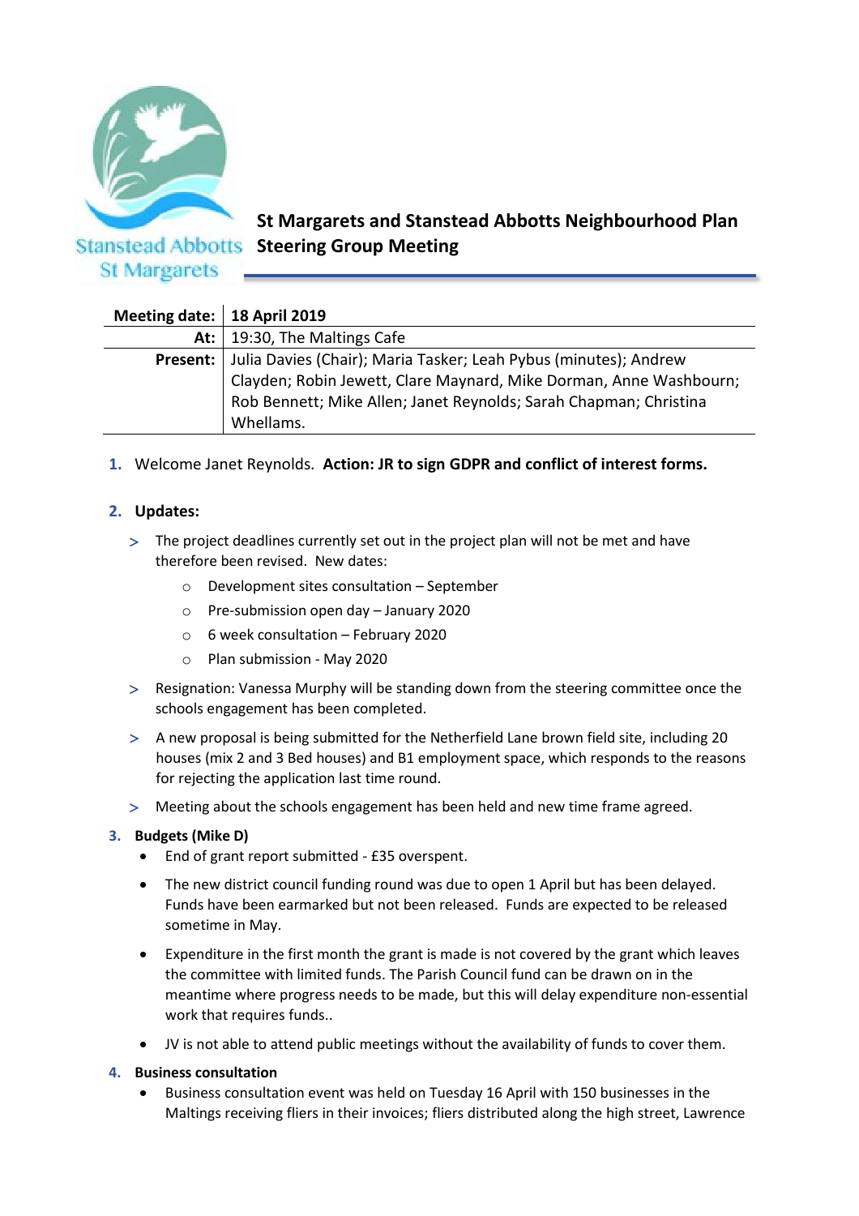Stanstead Abbotts St Margarets

# St Margarets and Stanstead Abbotts Neighbourhood Plan Steering Group Meeting

| | |
|---|---|
| **Meeting date:** | **18 April 2019** |
| **At:** | 19:30, The Maltings Cafe |
| **Present:** | Julia Davies (Chair); Maria Tasker; Leah Pybus (minutes); Andrew Clayden; Robin Jewett, Clare Maynard, Mike Dorman, Anne Washbourn; Rob Bennett; Mike Allen; Janet Reynolds; Sarah Chapman; Christina Whellams. |

1. Welcome Janet Reynolds. **Action: JR to sign GDPR and conflict of interest forms.**

2. **Updates:**
   - The project deadlines currently set out in the project plan will not be met and have therefore been revised. New dates:
     - Development sites consultation – September
     - Pre-submission open day – January 2020
     - 6 week consultation – February 2020
     - Plan submission - May 2020
   - Resignation: Vanessa Murphy will be standing down from the steering committee once the schools engagement has been completed.
   - A new proposal is being submitted for the Netherfield Lane brown field site, including 20 houses (mix 2 and 3 Bed houses) and B1 employment space, which responds to the reasons for rejecting the application last time round.
   - Meeting about the schools engagement has been held and new time frame agreed.

3. **Budgets (Mike D)**
   - End of grant report submitted - £35 overspent.
   - The new district council funding round was due to open 1 April but has been delayed. Funds have been earmarked but not been released. Funds are expected to be released sometime in May.
   - Expenditure in the first month the grant is made is not covered by the grant which leaves the committee with limited funds. The Parish Council fund can be drawn on in the meantime where progress needs to be made, but this will delay expenditure non-essential work that requires funds..
   - JV is not able to attend public meetings without the availability of funds to cover them.

4. **Business consultation**
   - Business consultation event was held on Tuesday 16 April with 150 businesses in the Maltings receiving fliers in their invoices; fliers distributed along the high street, Lawrence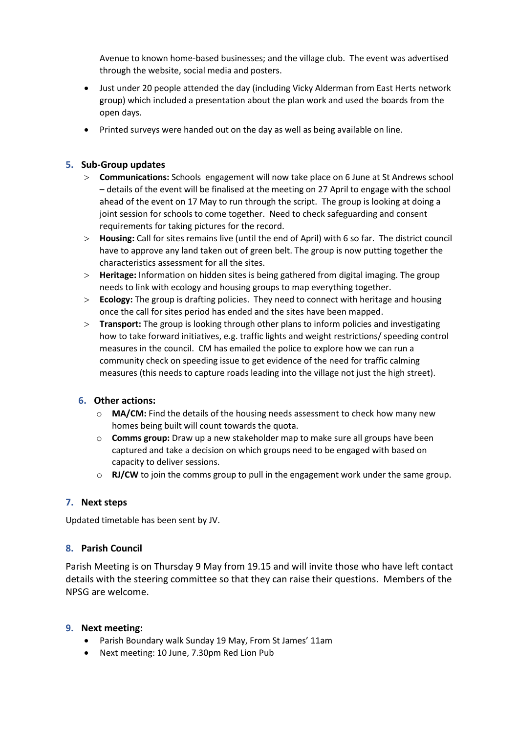Avenue to known home-based businesses; and the village club. The event was advertised through the website, social media and posters.

- Just under 20 people attended the day (including Vicky Alderman from East Herts network group) which included a presentation about the plan work and used the boards from the open days.
- Printed surveys were handed out on the day as well as being available on line.

## 5. Sub-Group updates

- **Communications:** Schools engagement will now take place on 6 June at St Andrews school – details of the event will be finalised at the meeting on 27 April to engage with the school ahead of the event on 17 May to run through the script. The group is looking at doing a joint session for schools to come together. Need to check safeguarding and consent requirements for taking pictures for the record.
- **Housing:** Call for sites remains live (until the end of April) with 6 so far. The district council have to approve any land taken out of green belt. The group is now putting together the characteristics assessment for all the sites.
- **Heritage:** Information on hidden sites is being gathered from digital imaging. The group needs to link with ecology and housing groups to map everything together.
- **Ecology:** The group is drafting policies. They need to connect with heritage and housing once the call for sites period has ended and the sites have been mapped.
- **Transport:** The group is looking through other plans to inform policies and investigating how to take forward initiatives, e.g. traffic lights and weight restrictions/ speeding control measures in the council. CM has emailed the police to explore how we can run a community check on speeding issue to get evidence of the need for traffic calming measures (this needs to capture roads leading into the village not just the high street).

## 6. Other actions:

- **MA/CM:** Find the details of the housing needs assessment to check how many new homes being built will count towards the quota.
- **Comms group:** Draw up a new stakeholder map to make sure all groups have been captured and take a decision on which groups need to be engaged with based on capacity to deliver sessions.
- **RJ/CW** to join the comms group to pull in the engagement work under the same group.

## 7. Next steps

Updated timetable has been sent by JV.

## 8. Parish Council

Parish Meeting is on Thursday 9 May from 19.15 and will invite those who have left contact details with the steering committee so that they can raise their questions. Members of the NPSG are welcome.

## 9. Next meeting:

- Parish Boundary walk Sunday 19 May, From St James' 11am
- Next meeting: 10 June, 7.30pm Red Lion Pub